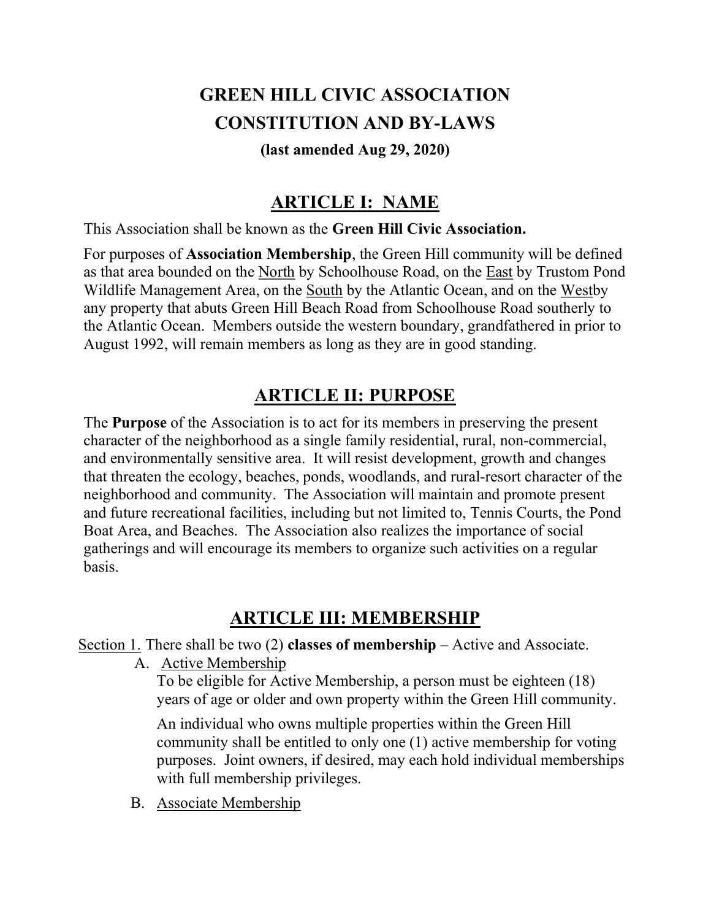# GREEN HILL CIVIC ASSOCIATION
# CONSTITUTION AND BY-LAWS

**(last amended Aug 29, 2020)**

## ARTICLE I: NAME

This Association shall be known as the **Green Hill Civic Association.**

For purposes of **Association Membership**, the Green Hill community will be defined as that area bounded on the North by Schoolhouse Road, on the East by Trustom Pond Wildlife Management Area, on the South by the Atlantic Ocean, and on the Westby any property that abuts Green Hill Beach Road from Schoolhouse Road southerly to the Atlantic Ocean. Members outside the western boundary, grandfathered in prior to August 1992, will remain members as long as they are in good standing.

## ARTICLE II: PURPOSE

The **Purpose** of the Association is to act for its members in preserving the present character of the neighborhood as a single family residential, rural, non-commercial, and environmentally sensitive area. It will resist development, growth and changes that threaten the ecology, beaches, ponds, woodlands, and rural-resort character of the neighborhood and community. The Association will maintain and promote present and future recreational facilities, including but not limited to, Tennis Courts, the Pond Boat Area, and Beaches. The Association also realizes the importance of social gatherings and will encourage its members to organize such activities on a regular basis.

## ARTICLE III: MEMBERSHIP

Section 1. There shall be two (2) **classes of membership** – Active and Associate.

A. Active Membership

To be eligible for Active Membership, a person must be eighteen (18) years of age or older and own property within the Green Hill community.

An individual who owns multiple properties within the Green Hill community shall be entitled to only one (1) active membership for voting purposes. Joint owners, if desired, may each hold individual memberships with full membership privileges.

B. Associate Membership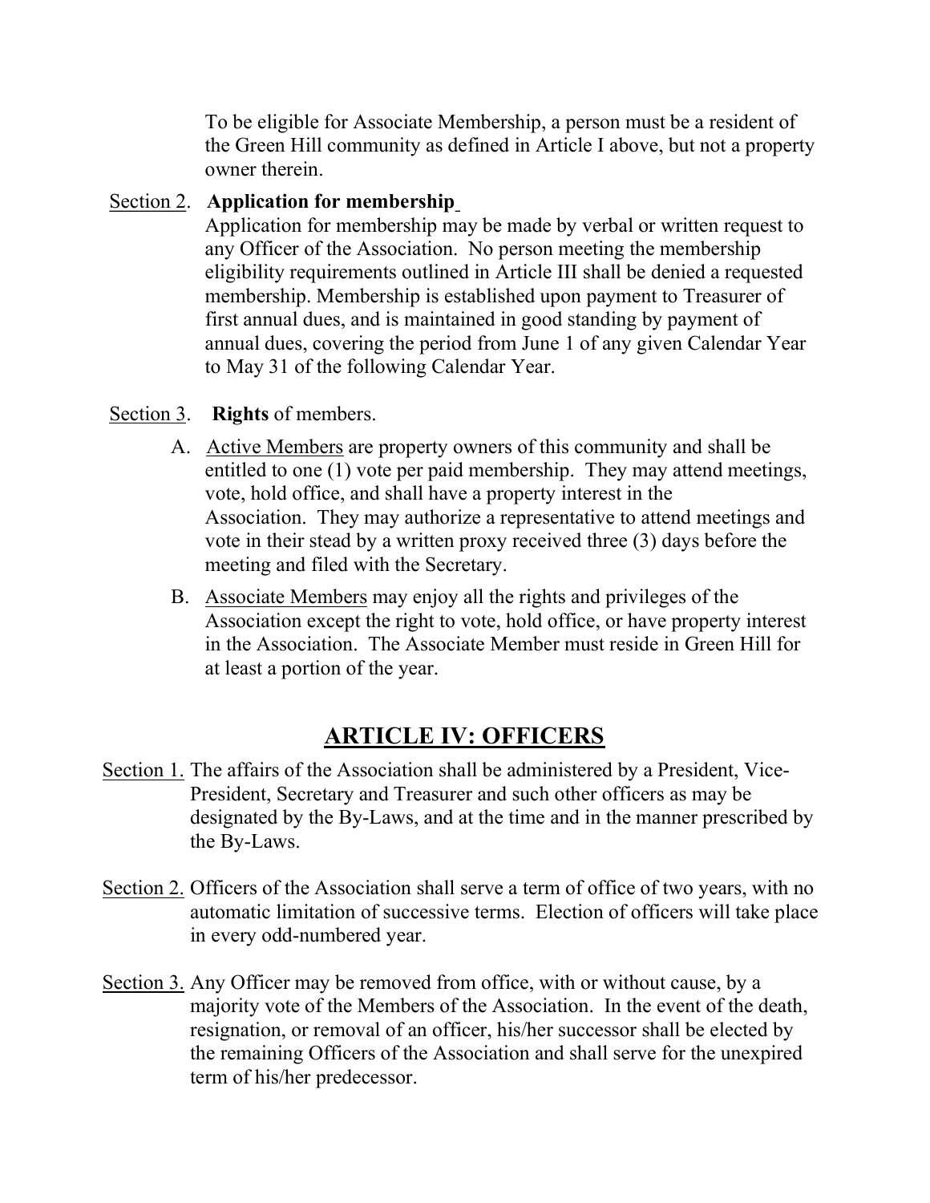To be eligible for Associate Membership, a person must be a resident of the Green Hill community as defined in Article I above, but not a property owner therein.

Section 2. **Application for membership**

Application for membership may be made by verbal or written request to any Officer of the Association. No person meeting the membership eligibility requirements outlined in Article III shall be denied a requested membership. Membership is established upon payment to Treasurer of first annual dues, and is maintained in good standing by payment of annual dues, covering the period from June 1 of any given Calendar Year to May 31 of the following Calendar Year.

Section 3. **Rights** of members.

A. Active Members are property owners of this community and shall be entitled to one (1) vote per paid membership. They may attend meetings, vote, hold office, and shall have a property interest in the Association. They may authorize a representative to attend meetings and vote in their stead by a written proxy received three (3) days before the meeting and filed with the Secretary.

B. Associate Members may enjoy all the rights and privileges of the Association except the right to vote, hold office, or have property interest in the Association. The Associate Member must reside in Green Hill for at least a portion of the year.

## ARTICLE IV: OFFICERS

Section 1. The affairs of the Association shall be administered by a President, Vice-President, Secretary and Treasurer and such other officers as may be designated by the By-Laws, and at the time and in the manner prescribed by the By-Laws.

Section 2. Officers of the Association shall serve a term of office of two years, with no automatic limitation of successive terms. Election of officers will take place in every odd-numbered year.

Section 3. Any Officer may be removed from office, with or without cause, by a majority vote of the Members of the Association. In the event of the death, resignation, or removal of an officer, his/her successor shall be elected by the remaining Officers of the Association and shall serve for the unexpired term of his/her predecessor.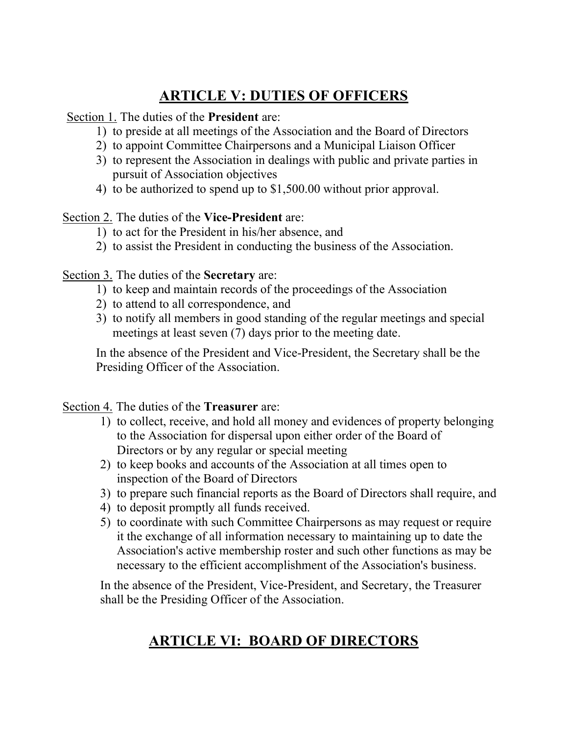# ARTICLE V: DUTIES OF OFFICERS

Section 1. The duties of the **President** are:

1) to preside at all meetings of the Association and the Board of Directors
2) to appoint Committee Chairpersons and a Municipal Liaison Officer
3) to represent the Association in dealings with public and private parties in pursuit of Association objectives
4) to be authorized to spend up to $1,500.00 without prior approval.

Section 2. The duties of the **Vice-President** are:

1) to act for the President in his/her absence, and
2) to assist the President in conducting the business of the Association.

Section 3. The duties of the **Secretary** are:

1) to keep and maintain records of the proceedings of the Association
2) to attend to all correspondence, and
3) to notify all members in good standing of the regular meetings and special meetings at least seven (7) days prior to the meeting date.

In the absence of the President and Vice-President, the Secretary shall be the Presiding Officer of the Association.

Section 4. The duties of the **Treasurer** are:

1) to collect, receive, and hold all money and evidences of property belonging to the Association for dispersal upon either order of the Board of Directors or by any regular or special meeting
2) to keep books and accounts of the Association at all times open to inspection of the Board of Directors
3) to prepare such financial reports as the Board of Directors shall require, and
4) to deposit promptly all funds received.
5) to coordinate with such Committee Chairpersons as may request or require it the exchange of all information necessary to maintaining up to date the Association's active membership roster and such other functions as may be necessary to the efficient accomplishment of the Association's business.

In the absence of the President, Vice-President, and Secretary, the Treasurer shall be the Presiding Officer of the Association.

# ARTICLE VI: BOARD OF DIRECTORS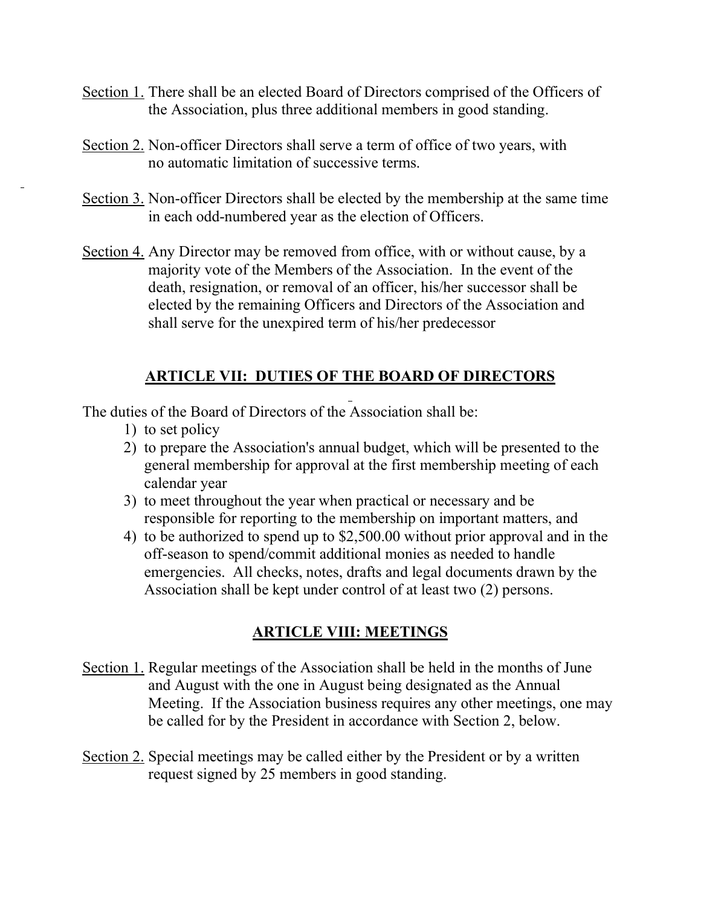<u>Section 1.</u> There shall be an elected Board of Directors comprised of the Officers of the Association, plus three additional members in good standing.

<u>Section 2.</u> Non-officer Directors shall serve a term of office of two years, with no automatic limitation of successive terms.

<u>Section 3.</u> Non-officer Directors shall be elected by the membership at the same time in each odd-numbered year as the election of Officers.

<u>Section 4.</u> Any Director may be removed from office, with or without cause, by a majority vote of the Members of the Association. In the event of the death, resignation, or removal of an officer, his/her successor shall be elected by the remaining Officers and Directors of the Association and shall serve for the unexpired term of his/her predecessor

## ARTICLE VII: DUTIES OF THE BOARD OF DIRECTORS

The duties of the Board of Directors of the Association shall be:

1) to set policy
2) to prepare the Association's annual budget, which will be presented to the general membership for approval at the first membership meeting of each calendar year
3) to meet throughout the year when practical or necessary and be responsible for reporting to the membership on important matters, and
4) to be authorized to spend up to $2,500.00 without prior approval and in the off-season to spend/commit additional monies as needed to handle emergencies. All checks, notes, drafts and legal documents drawn by the Association shall be kept under control of at least two (2) persons.

## ARTICLE VIII: MEETINGS

<u>Section 1.</u> Regular meetings of the Association shall be held in the months of June and August with the one in August being designated as the Annual Meeting. If the Association business requires any other meetings, one may be called for by the President in accordance with Section 2, below.

<u>Section 2.</u> Special meetings may be called either by the President or by a written request signed by 25 members in good standing.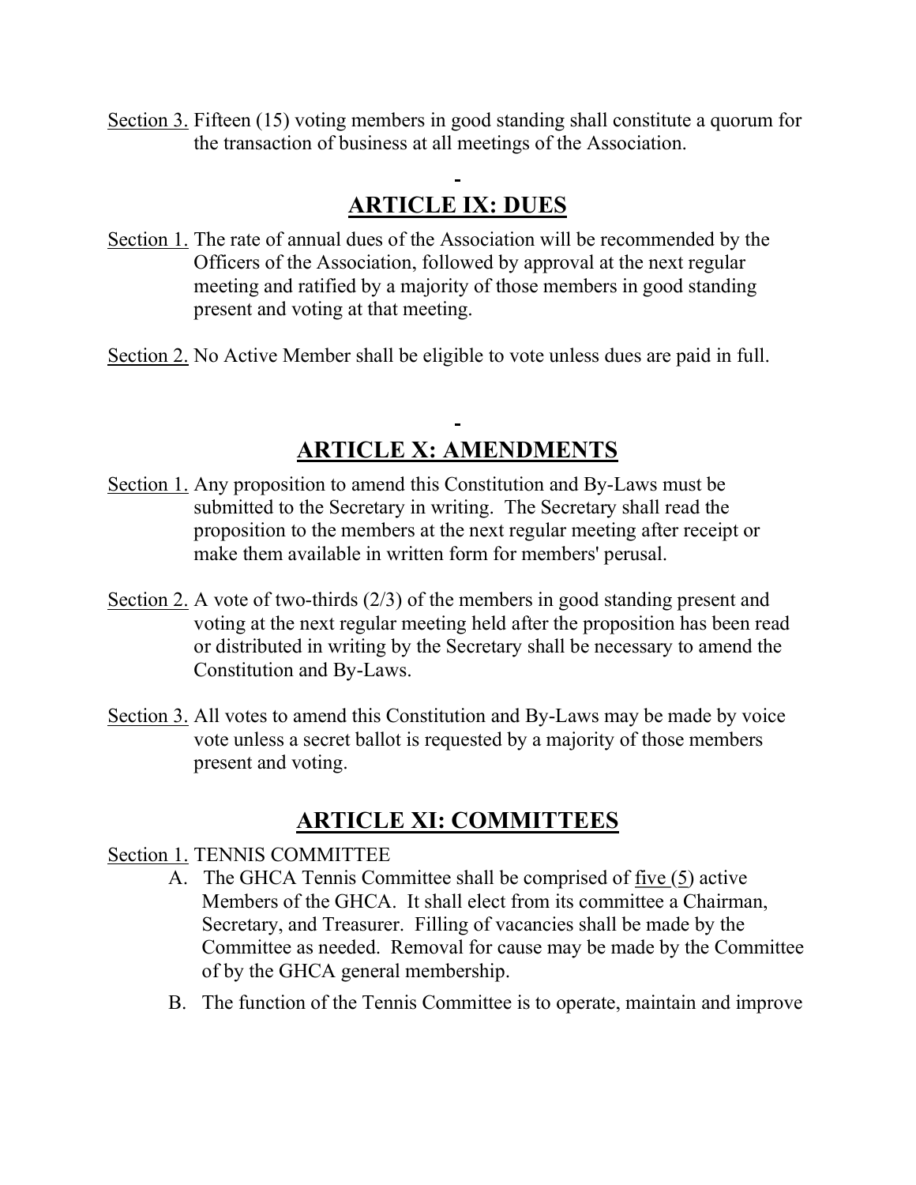Section 3. Fifteen (15) voting members in good standing shall constitute a quorum for the transaction of business at all meetings of the Association.

## ARTICLE IX: DUES

Section 1. The rate of annual dues of the Association will be recommended by the Officers of the Association, followed by approval at the next regular meeting and ratified by a majority of those members in good standing present and voting at that meeting.

Section 2. No Active Member shall be eligible to vote unless dues are paid in full.

## ARTICLE X: AMENDMENTS

Section 1. Any proposition to amend this Constitution and By-Laws must be submitted to the Secretary in writing. The Secretary shall read the proposition to the members at the next regular meeting after receipt or make them available in written form for members' perusal.

Section 2. A vote of two-thirds (2/3) of the members in good standing present and voting at the next regular meeting held after the proposition has been read or distributed in writing by the Secretary shall be necessary to amend the Constitution and By-Laws.

Section 3. All votes to amend this Constitution and By-Laws may be made by voice vote unless a secret ballot is requested by a majority of those members present and voting.

## ARTICLE XI: COMMITTEES

Section 1. TENNIS COMMITTEE

A. The GHCA Tennis Committee shall be comprised of five (5) active Members of the GHCA. It shall elect from its committee a Chairman, Secretary, and Treasurer. Filling of vacancies shall be made by the Committee as needed. Removal for cause may be made by the Committee of by the GHCA general membership.

B. The function of the Tennis Committee is to operate, maintain and improve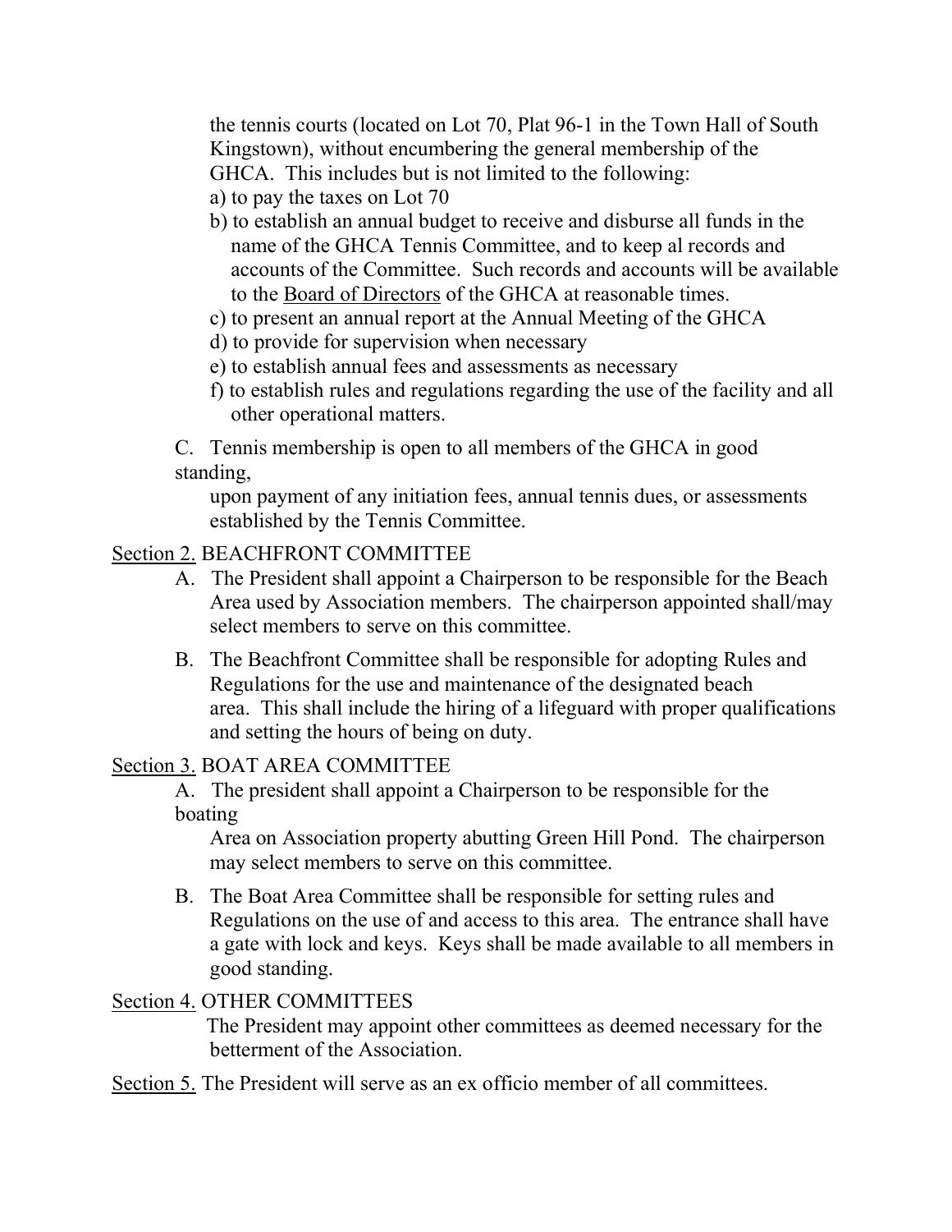the tennis courts (located on Lot 70, Plat 96-1 in the Town Hall of South Kingstown), without encumbering the general membership of the GHCA. This includes but is not limited to the following:

a) to pay the taxes on Lot 70
b) to establish an annual budget to receive and disburse all funds in the name of the GHCA Tennis Committee, and to keep al records and accounts of the Committee. Such records and accounts will be available to the <u>Board of Directors</u> of the GHCA at reasonable times.
c) to present an annual report at the Annual Meeting of the GHCA
d) to provide for supervision when necessary
e) to establish annual fees and assessments as necessary
f) to establish rules and regulations regarding the use of the facility and all other operational matters.

C. Tennis membership is open to all members of the GHCA in good standing,
upon payment of any initiation fees, annual tennis dues, or assessments established by the Tennis Committee.

<u>Section 2.</u> BEACHFRONT COMMITTEE

A. The President shall appoint a Chairperson to be responsible for the Beach Area used by Association members. The chairperson appointed shall/may select members to serve on this committee.

B. The Beachfront Committee shall be responsible for adopting Rules and Regulations for the use and maintenance of the designated beach area. This shall include the hiring of a lifeguard with proper qualifications and setting the hours of being on duty.

<u>Section 3.</u> BOAT AREA COMMITTEE

A. The president shall appoint a Chairperson to be responsible for the boating
Area on Association property abutting Green Hill Pond. The chairperson may select members to serve on this committee.

B. The Boat Area Committee shall be responsible for setting rules and Regulations on the use of and access to this area. The entrance shall have a gate with lock and keys. Keys shall be made available to all members in good standing.

<u>Section 4.</u> OTHER COMMITTEES

The President may appoint other committees as deemed necessary for the betterment of the Association.

<u>Section 5.</u> The President will serve as an ex officio member of all committees.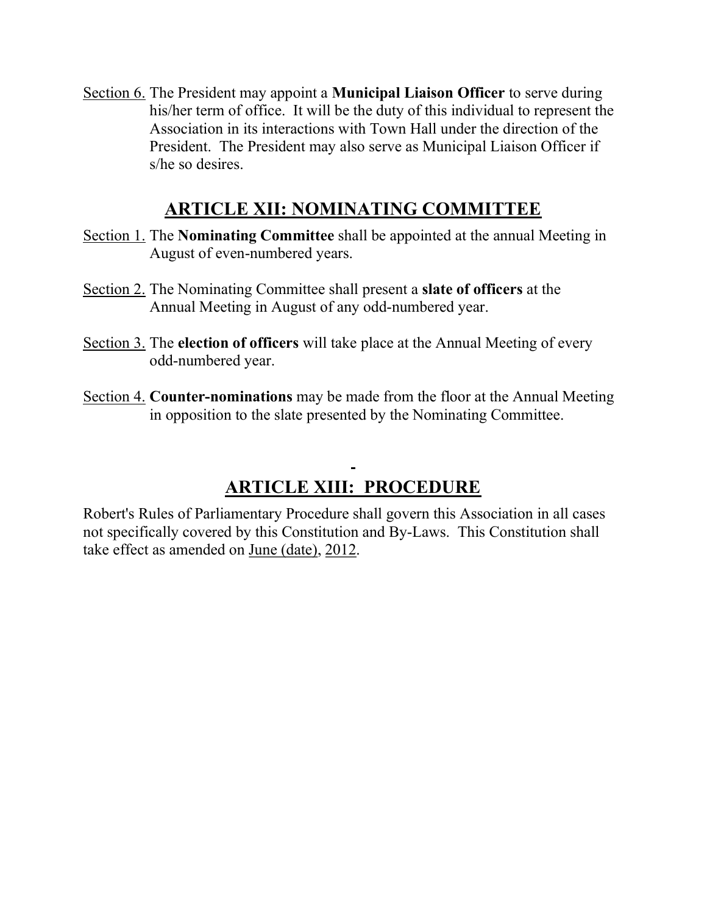Section 6. The President may appoint a **Municipal Liaison Officer** to serve during his/her term of office. It will be the duty of this individual to represent the Association in its interactions with Town Hall under the direction of the President. The President may also serve as Municipal Liaison Officer if s/he so desires.

## ARTICLE XII: NOMINATING COMMITTEE

Section 1. The **Nominating Committee** shall be appointed at the annual Meeting in August of even-numbered years.

Section 2. The Nominating Committee shall present a **slate of officers** at the Annual Meeting in August of any odd-numbered year.

Section 3. The **election of officers** will take place at the Annual Meeting of every odd-numbered year.

Section 4. **Counter-nominations** may be made from the floor at the Annual Meeting in opposition to the slate presented by the Nominating Committee.

## ARTICLE XIII: PROCEDURE

Robert's Rules of Parliamentary Procedure shall govern this Association in all cases not specifically covered by this Constitution and By-Laws. This Constitution shall take effect as amended on June (date), 2012.